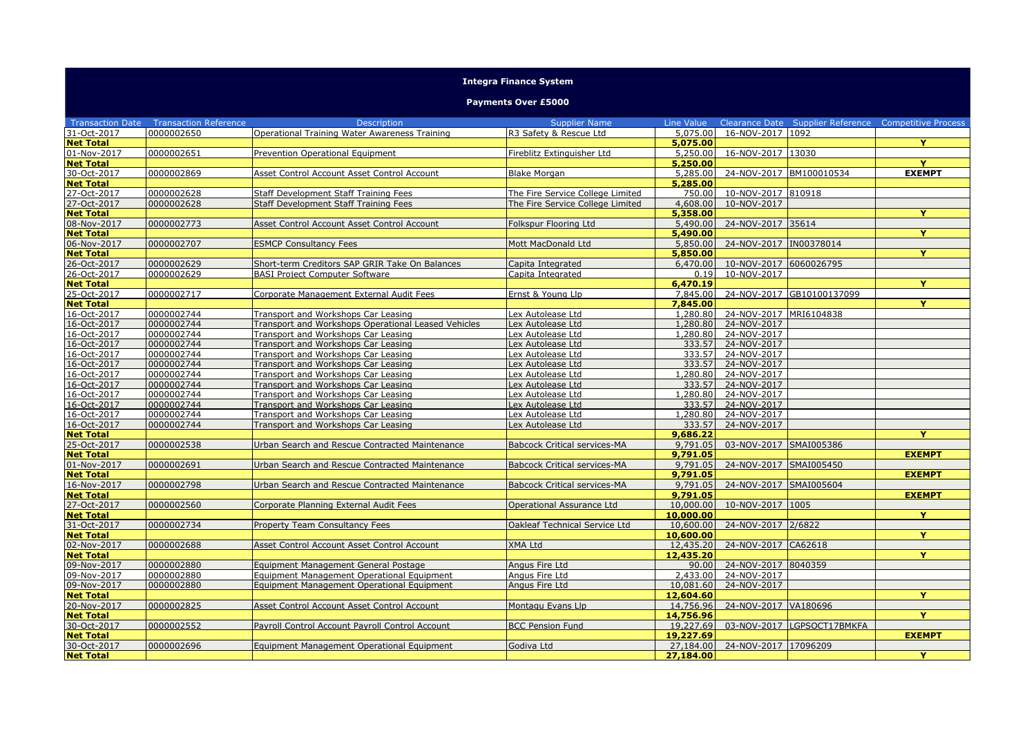**Integra Finance System**

**Payments Over £5000**

| Transaction Date | Transaction Reference | Description | Supplier Name | Line Value | Clearance Date | Supplier Reference | Competitive Process |
|---|---|---|---|---|---|---|---|
| 31-Oct-2017 | 0000002650 | Operational Training Water Awareness Training | R3 Safety & Rescue Ltd | 5,075.00 | 16-NOV-2017 | 1092 | |
| **Net Total** | | | | **5,075.00** | | | **Y** |
| 01-Nov-2017 | 0000002651 | Prevention Operational Equipment | Fireblitz Extinguisher Ltd | 5,250.00 | 16-NOV-2017 | 13030 | |
| **Net Total** | | | | **5,250.00** | | | **Y** |
| 30-Oct-2017 | 0000002869 | Asset Control Account Asset Control Account | Blake Morgan | 5,285.00 | 24-NOV-2017 | BM100010534 | **EXEMPT** |
| **Net Total** | | | | **5,285.00** | | | |
| 27-Oct-2017 | 0000002628 | Staff Development Staff Training Fees | The Fire Service College Limited | 750.00 | 10-NOV-2017 | 810918 | |
| 27-Oct-2017 | 0000002628 | Staff Development Staff Training Fees | The Fire Service College Limited | 4,608.00 | 10-NOV-2017 | | |
| **Net Total** | | | | **5,358.00** | | | **Y** |
| 08-Nov-2017 | 0000002773 | Asset Control Account Asset Control Account | Folkspur Flooring Ltd | 5,490.00 | 24-NOV-2017 | 35614 | |
| **Net Total** | | | | **5,490.00** | | | **Y** |
| 06-Nov-2017 | 0000002707 | ESMCP Consultancy Fees | Mott MacDonald Ltd | 5,850.00 | 24-NOV-2017 | IN00378014 | |
| **Net Total** | | | | **5,850.00** | | | **Y** |
| 26-Oct-2017 | 0000002629 | Short-term Creditors SAP GRIR Take On Balances | Capita Integrated | 6,470.00 | 10-NOV-2017 | 6060026795 | |
| 26-Oct-2017 | 0000002629 | BASI Project Computer Software | Capita Integrated | 0.19 | 10-NOV-2017 | | |
| **Net Total** | | | | **6,470.19** | | | **Y** |
| 25-Oct-2017 | 0000002717 | Corporate Management External Audit Fees | Ernst & Young Llp | 7,845.00 | 24-NOV-2017 | GB10100137099 | |
| **Net Total** | | | | **7,845.00** | | | **Y** |
| 16-Oct-2017 | 0000002744 | Transport and Workshops Car Leasing | Lex Autolease Ltd | 1,280.80 | 24-NOV-2017 | MRI6104838 | |
| 16-Oct-2017 | 0000002744 | Transport and Workshops Operational Leased Vehicles | Lex Autolease Ltd | 1,280.80 | 24-NOV-2017 | | |
| 16-Oct-2017 | 0000002744 | Transport and Workshops Car Leasing | Lex Autolease Ltd | 1,280.80 | 24-NOV-2017 | | |
| 16-Oct-2017 | 0000002744 | Transport and Workshops Car Leasing | Lex Autolease Ltd | 333.57 | 24-NOV-2017 | | |
| 16-Oct-2017 | 0000002744 | Transport and Workshops Car Leasing | Lex Autolease Ltd | 333.57 | 24-NOV-2017 | | |
| 16-Oct-2017 | 0000002744 | Transport and Workshops Car Leasing | Lex Autolease Ltd | 333.57 | 24-NOV-2017 | | |
| 16-Oct-2017 | 0000002744 | Transport and Workshops Car Leasing | Lex Autolease Ltd | 1,280.80 | 24-NOV-2017 | | |
| 16-Oct-2017 | 0000002744 | Transport and Workshops Car Leasing | Lex Autolease Ltd | 333.57 | 24-NOV-2017 | | |
| 16-Oct-2017 | 0000002744 | Transport and Workshops Car Leasing | Lex Autolease Ltd | 1,280.80 | 24-NOV-2017 | | |
| 16-Oct-2017 | 0000002744 | Transport and Workshops Car Leasing | Lex Autolease Ltd | 333.57 | 24-NOV-2017 | | |
| 16-Oct-2017 | 0000002744 | Transport and Workshops Car Leasing | Lex Autolease Ltd | 1,280.80 | 24-NOV-2017 | | |
| 16-Oct-2017 | 0000002744 | Transport and Workshops Car Leasing | Lex Autolease Ltd | 333.57 | 24-NOV-2017 | | |
| **Net Total** | | | | **9,686.22** | | | **Y** |
| 25-Oct-2017 | 0000002538 | Urban Search and Rescue Contracted Maintenance | Babcock Critical services-MA | 9,791.05 | 03-NOV-2017 | SMAI005386 | |
| **Net Total** | | | | **9,791.05** | | | **EXEMPT** |
| 01-Nov-2017 | 0000002691 | Urban Search and Rescue Contracted Maintenance | Babcock Critical services-MA | 9,791.05 | 24-NOV-2017 | SMAI005450 | |
| **Net Total** | | | | **9,791.05** | | | **EXEMPT** |
| 16-Nov-2017 | 0000002798 | Urban Search and Rescue Contracted Maintenance | Babcock Critical services-MA | 9,791.05 | 24-NOV-2017 | SMAI005604 | |
| **Net Total** | | | | **9,791.05** | | | **EXEMPT** |
| 27-Oct-2017 | 0000002560 | Corporate Planning External Audit Fees | Operational Assurance Ltd | 10,000.00 | 10-NOV-2017 | 1005 | |
| **Net Total** | | | | **10,000.00** | | | **Y** |
| 31-Oct-2017 | 0000002734 | Property Team Consultancy Fees | Oakleaf Technical Service Ltd | 10,600.00 | 24-NOV-2017 | 2/6822 | |
| **Net Total** | | | | **10,600.00** | | | **Y** |
| 02-Nov-2017 | 0000002688 | Asset Control Account Asset Control Account | XMA Ltd | 12,435.20 | 24-NOV-2017 | CA62618 | |
| **Net Total** | | | | **12,435.20** | | | **Y** |
| 09-Nov-2017 | 0000002880 | Equipment Management General Postage | Angus Fire Ltd | 90.00 | 24-NOV-2017 | 8040359 | |
| 09-Nov-2017 | 0000002880 | Equipment Management Operational Equipment | Angus Fire Ltd | 2,433.00 | 24-NOV-2017 | | |
| 09-Nov-2017 | 0000002880 | Equipment Management Operational Equipment | Angus Fire Ltd | 10,081.60 | 24-NOV-2017 | | |
| **Net Total** | | | | **12,604.60** | | | **Y** |
| 20-Nov-2017 | 0000002825 | Asset Control Account Asset Control Account | Montagu Evans Llp | 14,756.96 | 24-NOV-2017 | VA180696 | |
| **Net Total** | | | | **14,756.96** | | | **Y** |
| 30-Oct-2017 | 0000002552 | Payroll Control Account Payroll Control Account | BCC Pension Fund | 19,227.69 | 03-NOV-2017 | LGPSOCT17BMKFA | |
| **Net Total** | | | | **19,227.69** | | | **EXEMPT** |
| 30-Oct-2017 | 0000002696 | Equipment Management Operational Equipment | Godiva Ltd | 27,184.00 | 24-NOV-2017 | 17096209 | |
| **Net Total** | | | | **27,184.00** | | | **Y** |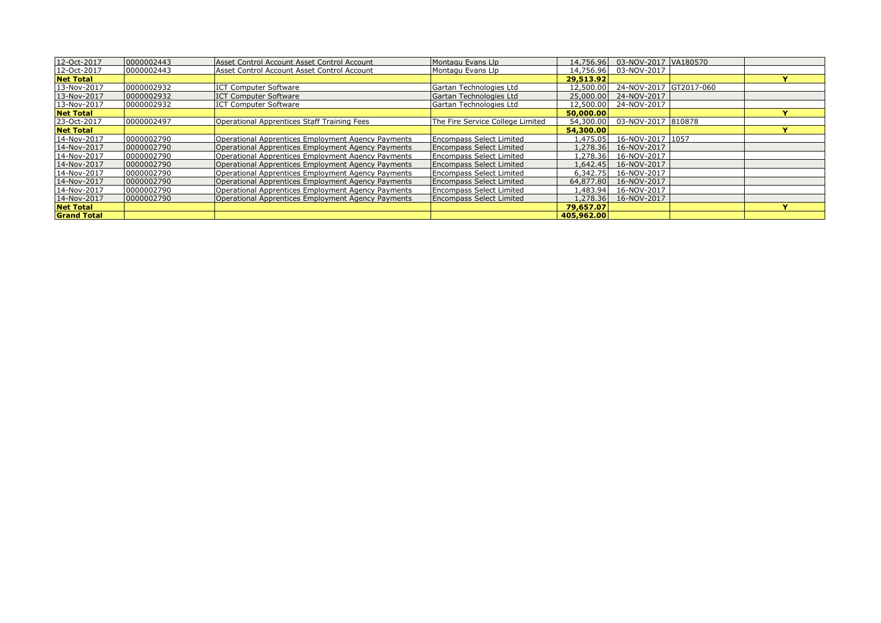| | | | | | | | |
|---|---|---|---|---|---|---|---|
| 12-Oct-2017 | 0000002443 | Asset Control Account Asset Control Account | Montagu Evans Llp | 14,756.96 | 03-NOV-2017 | VA180570 | |
| 12-Oct-2017 | 0000002443 | Asset Control Account Asset Control Account | Montagu Evans Llp | 14,756.96 | 03-NOV-2017 | | |
| **Net Total** | | | | **29,513.92** | | | **Y** |
| 13-Nov-2017 | 0000002932 | ICT Computer Software | Gartan Technologies Ltd | 12,500.00 | 24-NOV-2017 | GT2017-060 | |
| 13-Nov-2017 | 0000002932 | ICT Computer Software | Gartan Technologies Ltd | 25,000.00 | 24-NOV-2017 | | |
| 13-Nov-2017 | 0000002932 | ICT Computer Software | Gartan Technologies Ltd | 12,500.00 | 24-NOV-2017 | | |
| **Net Total** | | | | **50,000.00** | | | **Y** |
| 23-Oct-2017 | 0000002497 | Operational Apprentices Staff Training Fees | The Fire Service College Limited | 54,300.00 | 03-NOV-2017 | 810878 | |
| **Net Total** | | | | **54,300.00** | | | **Y** |
| 14-Nov-2017 | 0000002790 | Operational Apprentices Employment Agency Payments | Encompass Select Limited | 1,475.05 | 16-NOV-2017 | 1057 | |
| 14-Nov-2017 | 0000002790 | Operational Apprentices Employment Agency Payments | Encompass Select Limited | 1,278.36 | 16-NOV-2017 | | |
| 14-Nov-2017 | 0000002790 | Operational Apprentices Employment Agency Payments | Encompass Select Limited | 1,278.36 | 16-NOV-2017 | | |
| 14-Nov-2017 | 0000002790 | Operational Apprentices Employment Agency Payments | Encompass Select Limited | 1,642.45 | 16-NOV-2017 | | |
| 14-Nov-2017 | 0000002790 | Operational Apprentices Employment Agency Payments | Encompass Select Limited | 6,342.75 | 16-NOV-2017 | | |
| 14-Nov-2017 | 0000002790 | Operational Apprentices Employment Agency Payments | Encompass Select Limited | 64,877.80 | 16-NOV-2017 | | |
| 14-Nov-2017 | 0000002790 | Operational Apprentices Employment Agency Payments | Encompass Select Limited | 1,483.94 | 16-NOV-2017 | | |
| 14-Nov-2017 | 0000002790 | Operational Apprentices Employment Agency Payments | Encompass Select Limited | 1,278.36 | 16-NOV-2017 | | |
| **Net Total** | | | | **79,657.07** | | | **Y** |
| **Grand Total** | | | | **405,962.00** | | | |